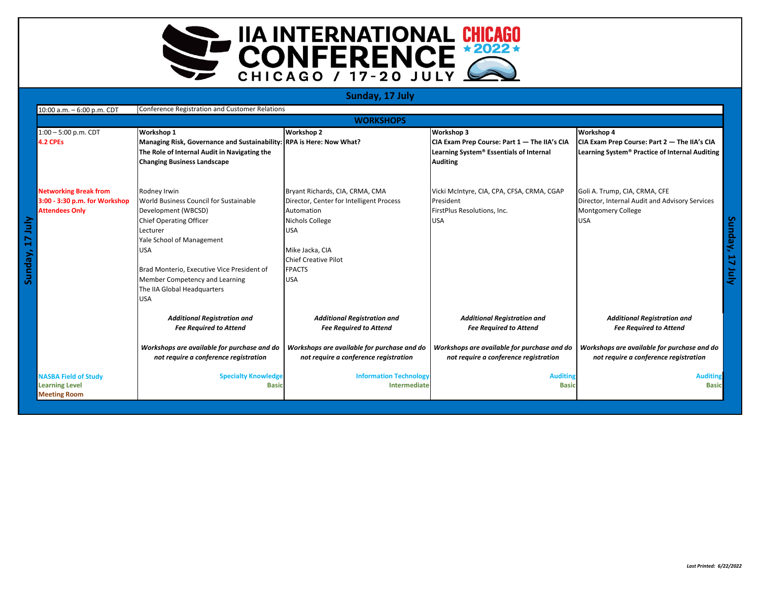# IIA INTERNATIONAL CONFERENCE

**CHICAGO ★2022★**

CHICAGO / 17-20 JULY

## Sunday, 17 July

| 10:00 a.m. – 6:00 p.m. CDT | Conference Registration and Customer Relations | | | |
|---|---|---|---|---|
| | **WORKSHOPS** | | | |
| 1:00 – 5:00 p.m. CDT<br>**4.2 CPEs** | **Workshop 1**<br>**Managing Risk, Governance and Sustainability: The Role of Internal Audit in Navigating the Changing Business Landscape** | **Workshop 2**<br>**RPA is Here: Now What?** | **Workshop 3**<br>**CIA Exam Prep Course: Part 1 — The IIA's CIA Learning System® Essentials of Internal Auditing** | **Workshop 4**<br>**CIA Exam Prep Course: Part 2 — The IIA's CIA Learning System® Practice of Internal Auditing** |
| **Networking Break from 3:00 - 3:30 p.m. for Workshop Attendees Only** | Rodney Irwin<br>World Business Council for Sustainable Development (WBCSD)<br>Chief Operating Officer<br>Lecturer<br>Yale School of Management<br>USA<br><br>Brad Monterio, Executive Vice President of Member Competency and Learning<br>The IIA Global Headquarters<br>USA | Bryant Richards, CIA, CRMA, CMA<br>Director, Center for Intelligent Process Automation<br>Nichols College<br>USA<br><br>Mike Jacka, CIA<br>Chief Creative Pilot<br>FPACTS<br>USA | Vicki McIntyre, CIA, CPA, CFSA, CRMA, CGAP<br>President<br>FirstPlus Resolutions, Inc.<br>USA | Goli A. Trump, CIA, CRMA, CFE<br>Director, Internal Audit and Advisory Services<br>Montgomery College<br>USA |
| | ***Additional Registration and Fee Required to Attend***<br><br>***Workshops are available for purchase and do not require a conference registration*** | ***Additional Registration and Fee Required to Attend***<br><br>***Workshops are available for purchase and do not require a conference registration*** | ***Additional Registration and Fee Required to Attend***<br><br>***Workshops are available for purchase and do not require a conference registration*** | ***Additional Registration and Fee Required to Attend***<br><br>***Workshops are available for purchase and do not require a conference registration*** |
| **NASBA Field of Study**<br>**Learning Level**<br>**Meeting Room** | **Specialty Knowledge**<br>**Basic** | **Information Technology**<br>**Intermediate** | **Auditing**<br>**Basic** | **Auditing**<br>**Basic** |

*Last Printed: 6/22/2022*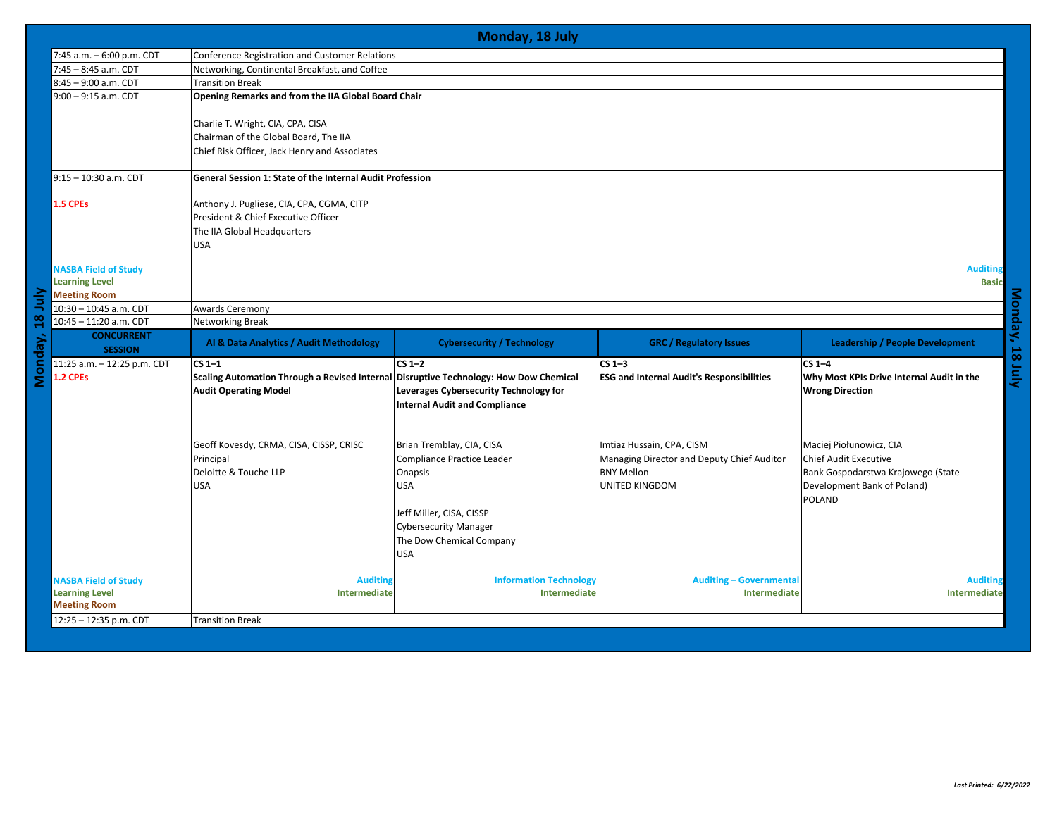## Monday, 18 July

| Time | Event | | | |
|---|---|---|---|---|
| 7:45 a.m. – 6:00 p.m. CDT | Conference Registration and Customer Relations | | | |
| 7:45 – 8:45 a.m. CDT | Networking, Continental Breakfast, and Coffee | | | |
| 8:45 – 9:00 a.m. CDT | Transition Break | | | |
| 9:00 – 9:15 a.m. CDT | **Opening Remarks and from the IIA Global Board Chair**<br><br>Charlie T. Wright, CIA, CPA, CISA<br>Chairman of the Global Board, The IIA<br>Chief Risk Officer, Jack Henry and Associates | | | |
| 9:15 – 10:30 a.m. CDT<br><br>1.5 CPEs<br><br>NASBA Field of Study<br>Learning Level<br>Meeting Room | **General Session 1: State of the Internal Audit Profession**<br><br>Anthony J. Pugliese, CIA, CPA, CGMA, CITP<br>President & Chief Executive Officer<br>The IIA Global Headquarters<br>USA<br><br>Auditing<br>Basic | | | |
| 10:30 – 10:45 a.m. CDT | Awards Ceremony | | | |
| 10:45 – 11:20 a.m. CDT | Networking Break | | | |
| **CONCURRENT SESSION** | **AI & Data Analytics / Audit Methodology** | **Cybersecurity / Technology** | **GRC / Regulatory Issues** | **Leadership / People Development** |
| 11:25 a.m. – 12:25 p.m. CDT<br>1.2 CPEs | **CS 1–1**<br>**Scaling Automation Through a Revised Internal Audit Operating Model** | **CS 1–2**<br>**Disruptive Technology: How Dow Chemical Leverages Cybersecurity Technology for Internal Audit and Compliance** | **CS 1–3**<br>**ESG and Internal Audit's Responsibilities** | **CS 1–4**<br>**Why Most KPIs Drive Internal Audit in the Wrong Direction** |
| | Geoff Kovesdy, CRMA, CISA, CISSP, CRISC<br>Principal<br>Deloitte & Touche LLP<br>USA | Brian Tremblay, CIA, CISA<br>Compliance Practice Leader<br>Onapsis<br>USA<br><br>Jeff Miller, CISA, CISSP<br>Cybersecurity Manager<br>The Dow Chemical Company<br>USA | Imtiaz Hussain, CPA, CISM<br>Managing Director and Deputy Chief Auditor<br>BNY Mellon<br>UNITED KINGDOM | Maciej Piołunowicz, CIA<br>Chief Audit Executive<br>Bank Gospodarstwa Krajowego (State Development Bank of Poland)<br>POLAND |
| NASBA Field of Study<br>Learning Level<br>Meeting Room | Auditing<br>Intermediate | Information Technology<br>Intermediate | Auditing – Governmental<br>Intermediate | Auditing<br>Intermediate |
| 12:25 – 12:35 p.m. CDT | Transition Break | | | |

*Last Printed: 6/22/2022*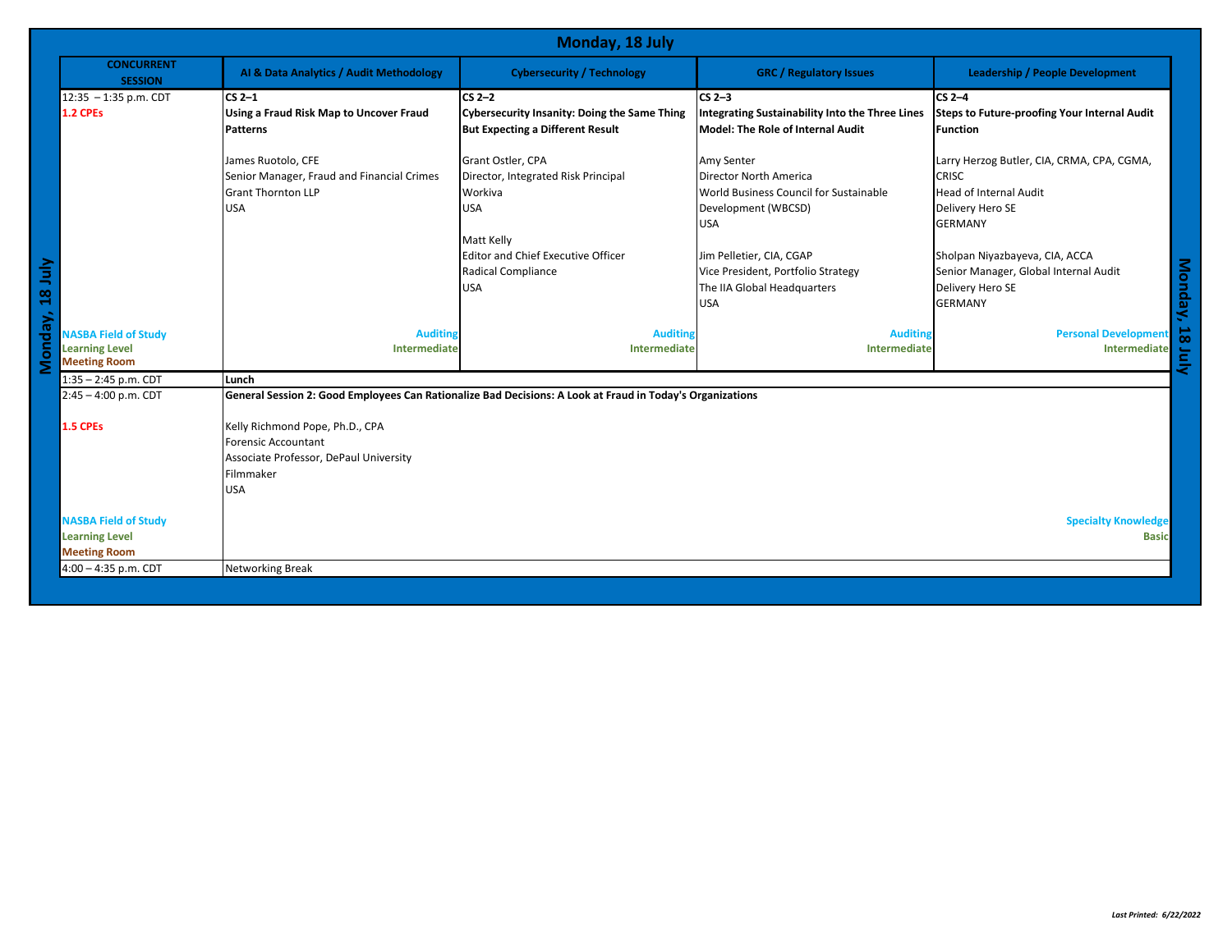# Monday, 18 July

| CONCURRENT SESSION | AI & Data Analytics / Audit Methodology | Cybersecurity / Technology | GRC / Regulatory Issues | Leadership / People Development |
|---|---|---|---|---|
| 12:35 – 1:35 p.m. CDT<br>**1.2 CPEs** | **CS 2–1**<br>**Using a Fraud Risk Map to Uncover Fraud Patterns**<br><br>James Ruotolo, CFE<br>Senior Manager, Fraud and Financial Crimes<br>Grant Thornton LLP<br>USA | **CS 2–2**<br>**Cybersecurity Insanity: Doing the Same Thing But Expecting a Different Result**<br><br>Grant Ostler, CPA<br>Director, Integrated Risk Principal<br>Workiva<br>USA<br><br>Matt Kelly<br>Editor and Chief Executive Officer<br>Radical Compliance<br>USA | **CS 2–3**<br>**Integrating Sustainability Into the Three Lines Model: The Role of Internal Audit**<br><br>Amy Senter<br>Director North America<br>World Business Council for Sustainable Development (WBCSD)<br>USA<br><br>Jim Pelletier, CIA, CGAP<br>Vice President, Portfolio Strategy<br>The IIA Global Headquarters<br>USA | **CS 2–4**<br>**Steps to Future-proofing Your Internal Audit Function**<br><br>Larry Herzog Butler, CIA, CRMA, CPA, CGMA, CRISC<br>Head of Internal Audit<br>Delivery Hero SE<br>GERMANY<br><br>Sholpan Niyazbayeva, CIA, ACCA<br>Senior Manager, Global Internal Audit<br>Delivery Hero SE<br>GERMANY |
| NASBA Field of Study<br>Learning Level<br>Meeting Room | Auditing<br>Intermediate | Auditing<br>Intermediate | Auditing<br>Intermediate | Personal Development<br>Intermediate |
| 1:35 – 2:45 p.m. CDT | **Lunch** | | | |
| 2:45 – 4:00 p.m. CDT<br><br>**1.5 CPEs** | **General Session 2: Good Employees Can Rationalize Bad Decisions: A Look at Fraud in Today's Organizations**<br><br>Kelly Richmond Pope, Ph.D., CPA<br>Forensic Accountant<br>Associate Professor, DePaul University<br>Filmmaker<br>USA | | | |
| NASBA Field of Study<br>Learning Level<br>Meeting Room | Specialty Knowledge<br>Basic | | | |
| 4:00 – 4:35 p.m. CDT | Networking Break | | | |

*Last Printed: 6/22/2022*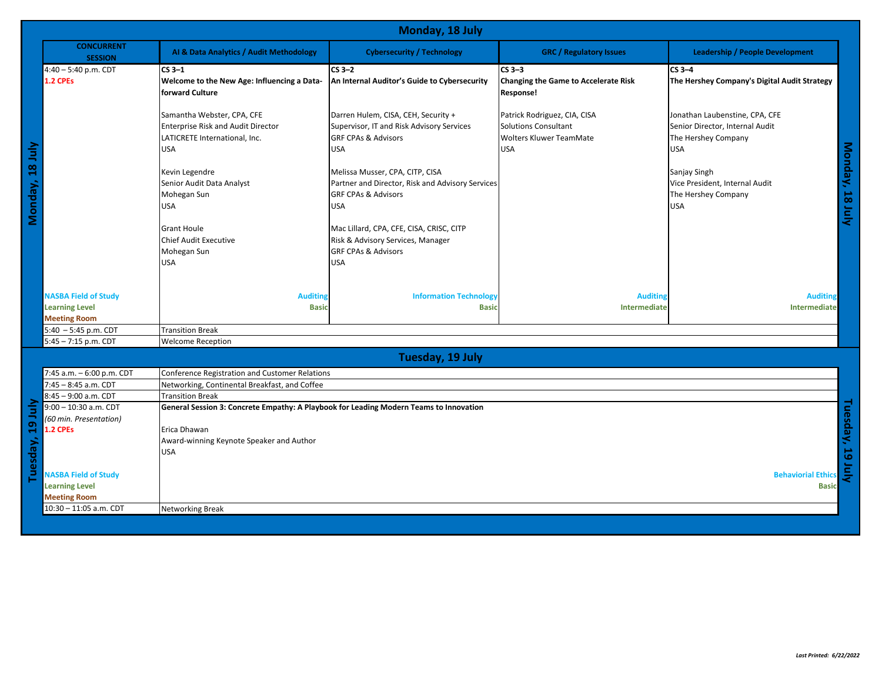## Monday, 18 July

| CONCURRENT SESSION | AI & Data Analytics / Audit Methodology | Cybersecurity / Technology | GRC / Regulatory Issues | Leadership / People Development |
|---|---|---|---|---|
| 4:40 – 5:40 p.m. CDT<br>**1.2 CPEs** | **CS 3–1**<br>**Welcome to the New Age: Influencing a Data-forward Culture**<br><br>Samantha Webster, CPA, CFE<br>Enterprise Risk and Audit Director<br>LATICRETE International, Inc.<br>USA<br><br>Kevin Legendre<br>Senior Audit Data Analyst<br>Mohegan Sun<br>USA<br><br>Grant Houle<br>Chief Audit Executive<br>Mohegan Sun<br>USA | **CS 3–2**<br>**An Internal Auditor's Guide to Cybersecurity**<br><br>Darren Hulem, CISA, CEH, Security + Supervisor, IT and Risk Advisory Services<br>GRF CPAs & Advisors<br>USA<br><br>Melissa Musser, CPA, CITP, CISA<br>Partner and Director, Risk and Advisory Services<br>GRF CPAs & Advisors<br>USA<br><br>Mac Lillard, CPA, CFE, CISA, CRISC, CITP<br>Risk & Advisory Services, Manager<br>GRF CPAs & Advisors<br>USA | **CS 3–3**<br>**Changing the Game to Accelerate Risk Response!**<br><br>Patrick Rodriguez, CIA, CISA<br>Solutions Consultant<br>Wolters Kluwer TeamMate<br>USA | **CS 3–4**<br>**The Hershey Company's Digital Audit Strategy**<br><br>Jonathan Laubenstine, CPA, CFE<br>Senior Director, Internal Audit<br>The Hershey Company<br>USA<br><br>Sanjay Singh<br>Vice President, Internal Audit<br>The Hershey Company<br>USA |
| NASBA Field of Study | Auditing | Information Technology | Auditing | Auditing |
| Learning Level | Basic | Basic | Intermediate | Intermediate |
| Meeting Room | | | | |
| 5:40 – 5:45 p.m. CDT | Transition Break | | | |
| 5:45 – 7:15 p.m. CDT | Welcome Reception | | | |

## Tuesday, 19 July

| Time | Session |
|---|---|
| 7:45 a.m. – 6:00 p.m. CDT | Conference Registration and Customer Relations |
| 7:45 – 8:45 a.m. CDT | Networking, Continental Breakfast, and Coffee |
| 8:45 – 9:00 a.m. CDT | Transition Break |
| 9:00 – 10:30 a.m. CDT<br>*(60 min. Presentation)*<br>**1.2 CPEs** | **General Session 3: Concrete Empathy: A Playbook for Leading Modern Teams to Innovation**<br><br>Erica Dhawan<br>Award-winning Keynote Speaker and Author<br>USA |
| NASBA Field of Study | Behaviorial Ethics |
| Learning Level | Basic |
| Meeting Room | |
| 10:30 – 11:05 a.m. CDT | Networking Break |

*Last Printed: 6/22/2022*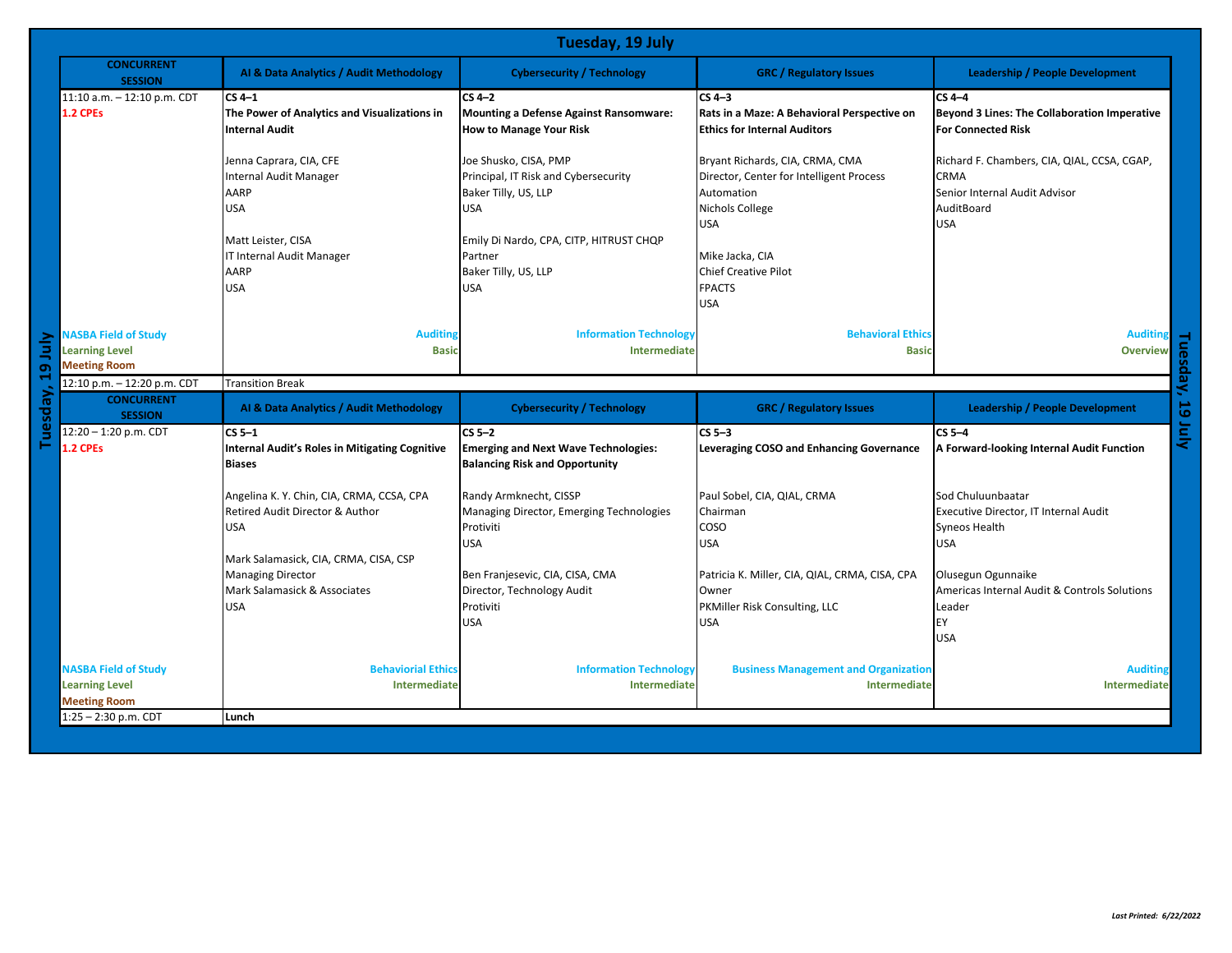# Tuesday, 19 July

| CONCURRENT SESSION | AI & Data Analytics / Audit Methodology | Cybersecurity / Technology | GRC / Regulatory Issues | Leadership / People Development |
|---|---|---|---|---|
| 11:10 a.m. – 12:10 p.m. CDT<br>**1.2 CPEs** | **CS 4–1**<br>**The Power of Analytics and Visualizations in Internal Audit**<br><br>Jenna Caprara, CIA, CFE<br>Internal Audit Manager<br>AARP<br>USA<br><br>Matt Leister, CISA<br>IT Internal Audit Manager<br>AARP<br>USA | **CS 4–2**<br>**Mounting a Defense Against Ransomware: How to Manage Your Risk**<br><br>Joe Shusko, CISA, PMP<br>Principal, IT Risk and Cybersecurity<br>Baker Tilly, US, LLP<br>USA<br><br>Emily Di Nardo, CPA, CITP, HITRUST CHQP<br>Partner<br>Baker Tilly, US, LLP<br>USA | **CS 4–3**<br>**Rats in a Maze: A Behavioral Perspective on Ethics for Internal Auditors**<br><br>Bryant Richards, CIA, CRMA, CMA<br>Director, Center for Intelligent Process Automation<br>Nichols College<br>USA<br><br>Mike Jacka, CIA<br>Chief Creative Pilot<br>FPACTS<br>USA | **CS 4–4**<br>**Beyond 3 Lines: The Collaboration Imperative For Connected Risk**<br><br>Richard F. Chambers, CIA, QIAL, CCSA, CGAP, CRMA<br>Senior Internal Audit Advisor<br>AuditBoard<br>USA |
| NASBA Field of Study<br>Learning Level<br>Meeting Room | Auditing<br>Basic | Information Technology<br>Intermediate | Behavioral Ethics<br>Basic | Auditing<br>Overview |
| 12:10 p.m. – 12:20 p.m. CDT | Transition Break | | | |
| **CONCURRENT SESSION** | **AI & Data Analytics / Audit Methodology** | **Cybersecurity / Technology** | **GRC / Regulatory Issues** | **Leadership / People Development** |
| 12:20 – 1:20 p.m. CDT<br>**1.2 CPEs** | **CS 5–1**<br>**Internal Audit's Roles in Mitigating Cognitive Biases**<br><br>Angelina K. Y. Chin, CIA, CRMA, CCSA, CPA<br>Retired Audit Director & Author<br>USA<br><br>Mark Salamasick, CIA, CRMA, CISA, CSP<br>Managing Director<br>Mark Salamasick & Associates<br>USA | **CS 5–2**<br>**Emerging and Next Wave Technologies: Balancing Risk and Opportunity**<br><br>Randy Armknecht, CISSP<br>Managing Director, Emerging Technologies<br>Protiviti<br>USA<br><br>Ben Franjesevic, CIA, CISA, CMA<br>Director, Technology Audit<br>Protiviti<br>USA | **CS 5–3**<br>**Leveraging COSO and Enhancing Governance**<br><br>Paul Sobel, CIA, QIAL, CRMA<br>Chairman<br>COSO<br>USA<br><br>Patricia K. Miller, CIA, QIAL, CRMA, CISA, CPA<br>Owner<br>PKMiller Risk Consulting, LLC<br>USA | **CS 5–4**<br>**A Forward-looking Internal Audit Function**<br><br>Sod Chuluunbaatar<br>Executive Director, IT Internal Audit<br>Syneos Health<br>USA<br><br>Olusegun Ogunnaike<br>Americas Internal Audit & Controls Solutions Leader<br>EY<br>USA |
| NASBA Field of Study<br>Learning Level<br>Meeting Room | Behaviorial Ethics<br>Intermediate | Information Technology<br>Intermediate | Business Management and Organization<br>Intermediate | Auditing<br>Intermediate |
| 1:25 – 2:30 p.m. CDT | **Lunch** | | | |

*Last Printed: 6/22/2022*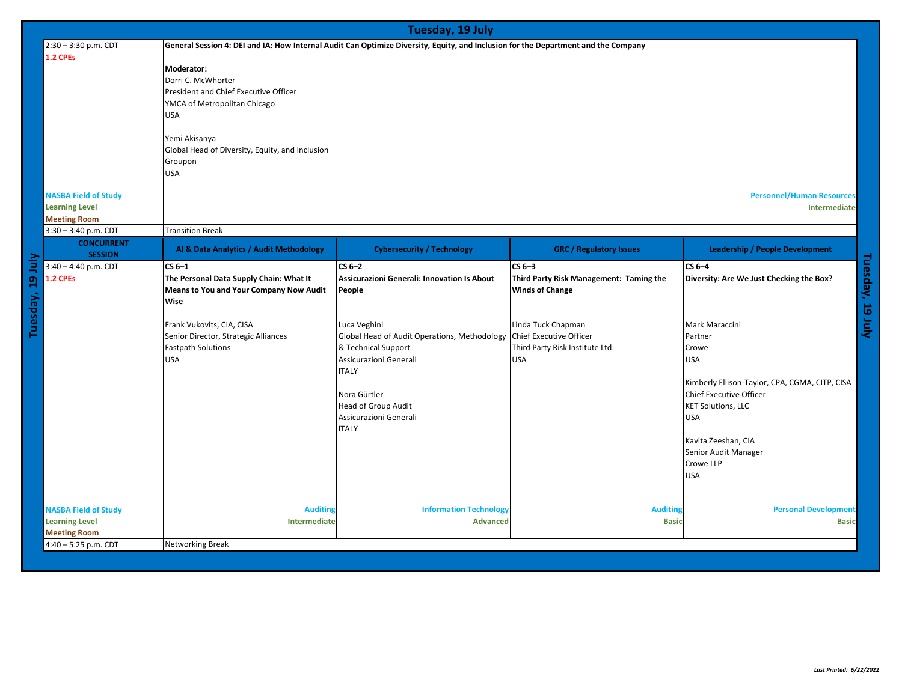# Tuesday, 19 July

| | | | | |
|---|---|---|---|---|
| 2:30 – 3:30 p.m. CDT<br>**1.2 CPEs** | **General Session 4: DEI and IA: How Internal Audit Can Optimize Diversity, Equity, and Inclusion for the Department and the Company**<br><br>**Moderator:**<br>Dorri C. McWhorter<br>President and Chief Executive Officer<br>YMCA of Metropolitan Chicago<br>USA<br><br>Yemi Akisanya<br>Global Head of Diversity, Equity, and Inclusion<br>Groupon<br>USA | | | |
| NASBA Field of Study<br>Learning Level<br>Meeting Room | Personnel/Human Resources<br>Intermediate | | | |
| 3:30 – 3:40 p.m. CDT | Transition Break | | | |
| **CONCURRENT SESSION** | **AI & Data Analytics / Audit Methodology** | **Cybersecurity / Technology** | **GRC / Regulatory Issues** | **Leadership / People Development** |
| 3:40 – 4:40 p.m. CDT<br>**1.2 CPEs** | **CS 6–1**<br>**The Personal Data Supply Chain: What It Means to You and Your Company Now Audit Wise**<br><br>Frank Vukovits, CIA, CISA<br>Senior Director, Strategic Alliances<br>Fastpath Solutions<br>USA | **CS 6–2**<br>**Assicurazioni Generali: Innovation Is About People**<br><br>Luca Veghini<br>Global Head of Audit Operations, Methodology & Technical Support<br>Assicurazioni Generali<br>ITALY<br><br>Nora Gürtler<br>Head of Group Audit<br>Assicurazioni Generali<br>ITALY | **CS 6–3**<br>**Third Party Risk Management: Taming the Winds of Change**<br><br>Linda Tuck Chapman<br>Chief Executive Officer<br>Third Party Risk Institute Ltd.<br>USA | **CS 6–4**<br>**Diversity: Are We Just Checking the Box?**<br><br>Mark Maraccini<br>Partner<br>Crowe<br>USA<br><br>Kimberly Ellison-Taylor, CPA, CGMA, CITP, CISA<br>Chief Executive Officer<br>KET Solutions, LLC<br>USA<br><br>Kavita Zeeshan, CIA<br>Senior Audit Manager<br>Crowe LLP<br>USA |
| NASBA Field of Study<br>Learning Level<br>Meeting Room | Auditing<br>Intermediate | Information Technology<br>Advanced | Auditing<br>Basic | Personal Development<br>Basic |
| 4:40 – 5:25 p.m. CDT | Networking Break | | | |

*Last Printed: 6/22/2022*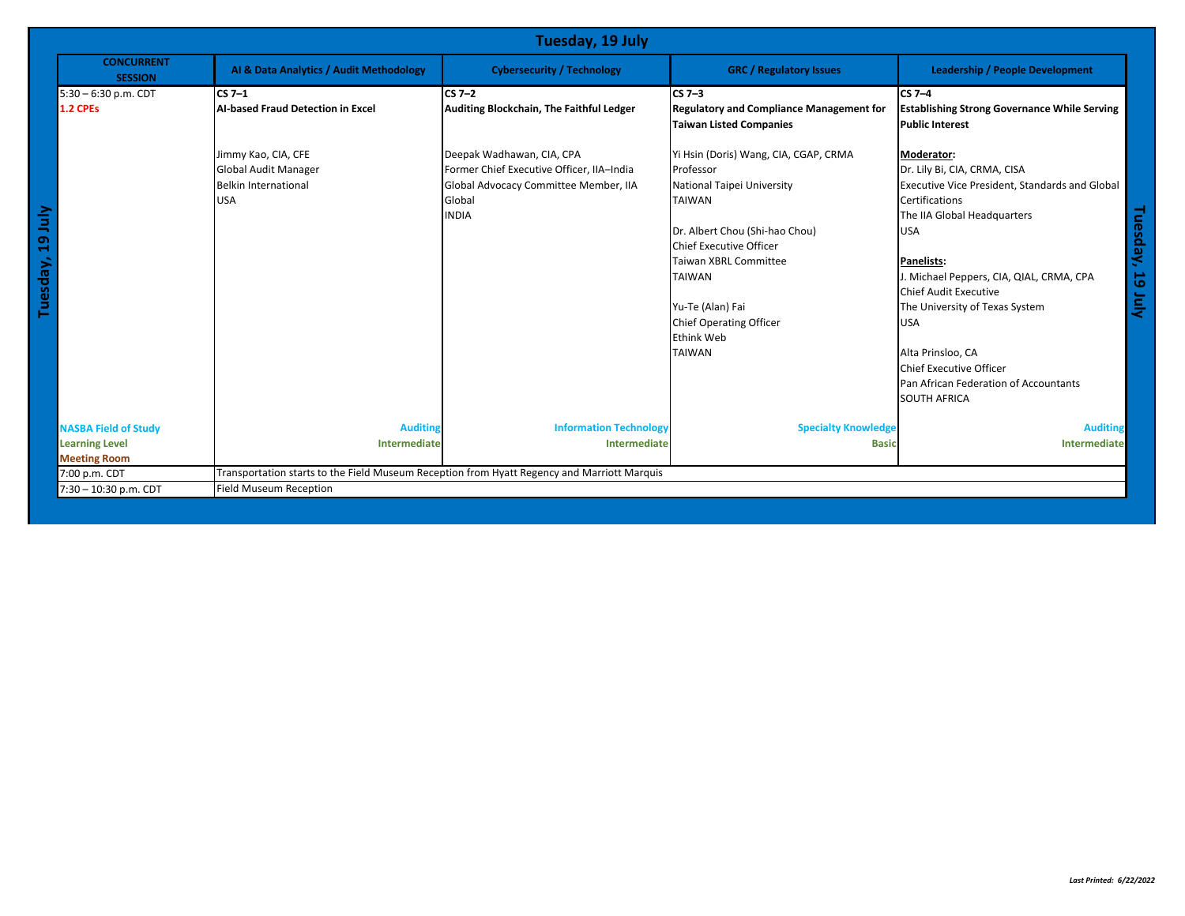# Tuesday, 19 July

| CONCURRENT SESSION | AI & Data Analytics / Audit Methodology | Cybersecurity / Technology | GRC / Regulatory Issues | Leadership / People Development |
|---|---|---|---|---|
| 5:30 – 6:30 p.m. CDT<br>**1.2 CPEs** | **CS 7–1**<br>**AI-based Fraud Detection in Excel**<br><br>Jimmy Kao, CIA, CFE<br>Global Audit Manager<br>Belkin International<br>USA | **CS 7–2**<br>**Auditing Blockchain, The Faithful Ledger**<br><br>Deepak Wadhawan, CIA, CPA<br>Former Chief Executive Officer, IIA–India<br>Global Advocacy Committee Member, IIA Global<br>INDIA | **CS 7–3**<br>**Regulatory and Compliance Management for Taiwan Listed Companies**<br><br>Yi Hsin (Doris) Wang, CIA, CGAP, CRMA<br>Professor<br>National Taipei University<br>TAIWAN<br><br>Dr. Albert Chou (Shi-hao Chou)<br>Chief Executive Officer<br>Taiwan XBRL Committee<br>TAIWAN<br><br>Yu-Te (Alan) Fai<br>Chief Operating Officer<br>Ethink Web<br>TAIWAN | **CS 7–4**<br>**Establishing Strong Governance While Serving Public Interest**<br><br>**Moderator:**<br>Dr. Lily Bi, CIA, CRMA, CISA<br>Executive Vice President, Standards and Global Certifications<br>The IIA Global Headquarters<br>USA<br><br>**Panelists:**<br>J. Michael Peppers, CIA, QIAL, CRMA, CPA<br>Chief Audit Executive<br>The University of Texas System<br>USA<br><br>Alta Prinsloo, CA<br>Chief Executive Officer<br>Pan African Federation of Accountants<br>SOUTH AFRICA |
| NASBA Field of Study | Auditing | Information Technology | Specialty Knowledge | Auditing |
| Learning Level | Intermediate | Intermediate | Basic | Intermediate |
| Meeting Room | | | | |
| 7:00 p.m. CDT | Transportation starts to the Field Museum Reception from Hyatt Regency and Marriott Marquis | | | |
| 7:30 – 10:30 p.m. CDT | Field Museum Reception | | | |

*Last Printed: 6/22/2022*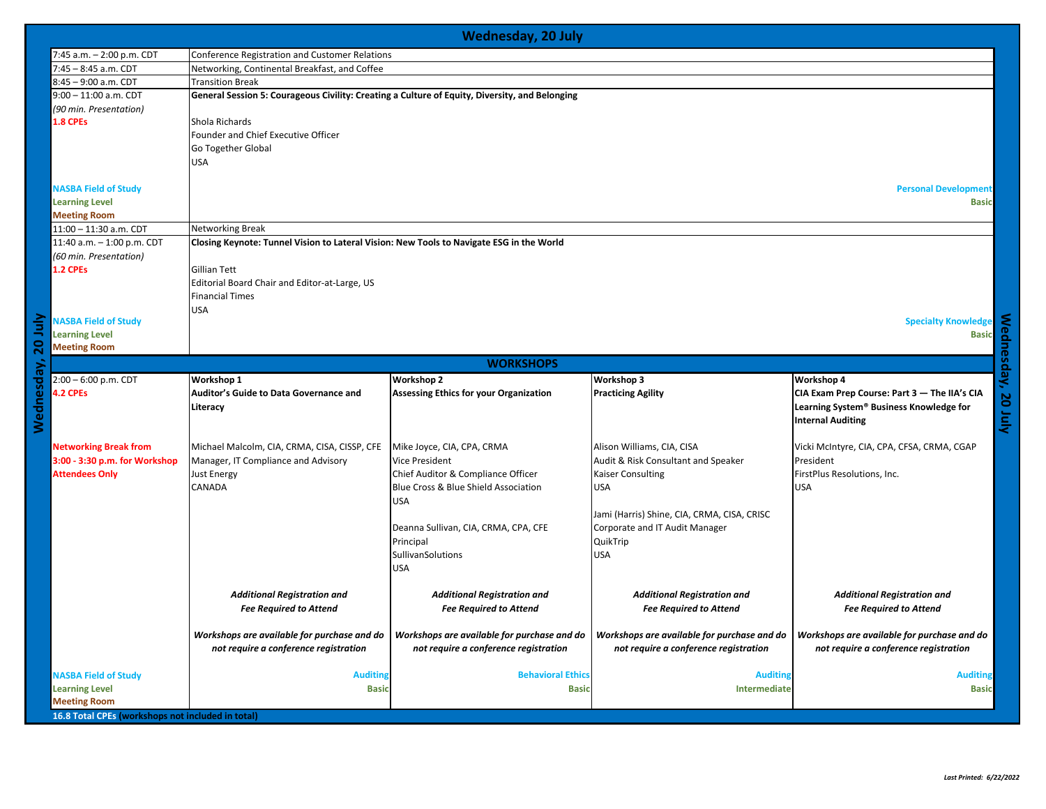# Wednesday, 20 July

| | |
|---|---|
| 7:45 a.m. – 2:00 p.m. CDT | Conference Registration and Customer Relations |
| 7:45 – 8:45 a.m. CDT | Networking, Continental Breakfast, and Coffee |
| 8:45 – 9:00 a.m. CDT | Transition Break |
| 9:00 – 11:00 a.m. CDT<br>*(90 min. Presentation)*<br>**1.8 CPEs** | **General Session 5: Courageous Civility: Creating a Culture of Equity, Diversity, and Belonging**<br><br>Shola Richards<br>Founder and Chief Executive Officer<br>Go Together Global<br>USA |
| **NASBA Field of Study** | **Personal Development** |
| **Learning Level** | **Basic** |
| **Meeting Room** | |
| 11:00 – 11:30 a.m. CDT | Networking Break |
| 11:40 a.m. – 1:00 p.m. CDT<br>*(60 min. Presentation)*<br>**1.2 CPEs** | **Closing Keynote: Tunnel Vision to Lateral Vision: New Tools to Navigate ESG in the World**<br><br>Gillian Tett<br>Editorial Board Chair and Editor-at-Large, US<br>Financial Times<br>USA |
| **NASBA Field of Study** | **Specialty Knowledge** |
| **Learning Level** | **Basic** |
| **Meeting Room** | |

## WORKSHOPS

| | | | | |
|---|---|---|---|---|
| 2:00 – 6:00 p.m. CDT<br>**4.2 CPEs**<br><br>**Networking Break from 3:00 - 3:30 p.m. for Workshop Attendees Only** | **Workshop 1**<br>**Auditor's Guide to Data Governance and Literacy**<br><br>Michael Malcolm, CIA, CRMA, CISA, CISSP, CFE<br>Manager, IT Compliance and Advisory<br>Just Energy<br>CANADA<br><br>***Additional Registration and Fee Required to Attend***<br><br>***Workshops are available for purchase and do not require a conference registration*** | **Workshop 2**<br>**Assessing Ethics for your Organization**<br><br>Mike Joyce, CIA, CPA, CRMA<br>Vice President<br>Chief Auditor & Compliance Officer<br>Blue Cross & Blue Shield Association<br>USA<br><br>Deanna Sullivan, CIA, CRMA, CPA, CFE<br>Principal<br>SullivanSolutions<br>USA<br><br>***Additional Registration and Fee Required to Attend***<br><br>***Workshops are available for purchase and do not require a conference registration*** | **Workshop 3**<br>**Practicing Agility**<br><br>Alison Williams, CIA, CISA<br>Audit & Risk Consultant and Speaker<br>Kaiser Consulting<br>USA<br><br>Jami (Harris) Shine, CIA, CRMA, CISA, CRISC<br>Corporate and IT Audit Manager<br>QuikTrip<br>USA<br><br>***Additional Registration and Fee Required to Attend***<br><br>***Workshops are available for purchase and do not require a conference registration*** | **Workshop 4**<br>**CIA Exam Prep Course: Part 3 — The IIA's CIA Learning System® Business Knowledge for Internal Auditing**<br><br>Vicki McIntyre, CIA, CPA, CFSA, CRMA, CGAP<br>President<br>FirstPlus Resolutions, Inc.<br>USA<br><br>***Additional Registration and Fee Required to Attend***<br><br>***Workshops are available for purchase and do not require a conference registration*** |
| **NASBA Field of Study** | **Auditing** | **Behavioral Ethics** | **Auditing** | **Auditing** |
| **Learning Level** | **Basic** | **Basic** | **Intermediate** | **Basic** |
| **Meeting Room** | | | | |

**16.8 Total CPEs (workshops not included in total)**

***Last Printed: 6/22/2022***